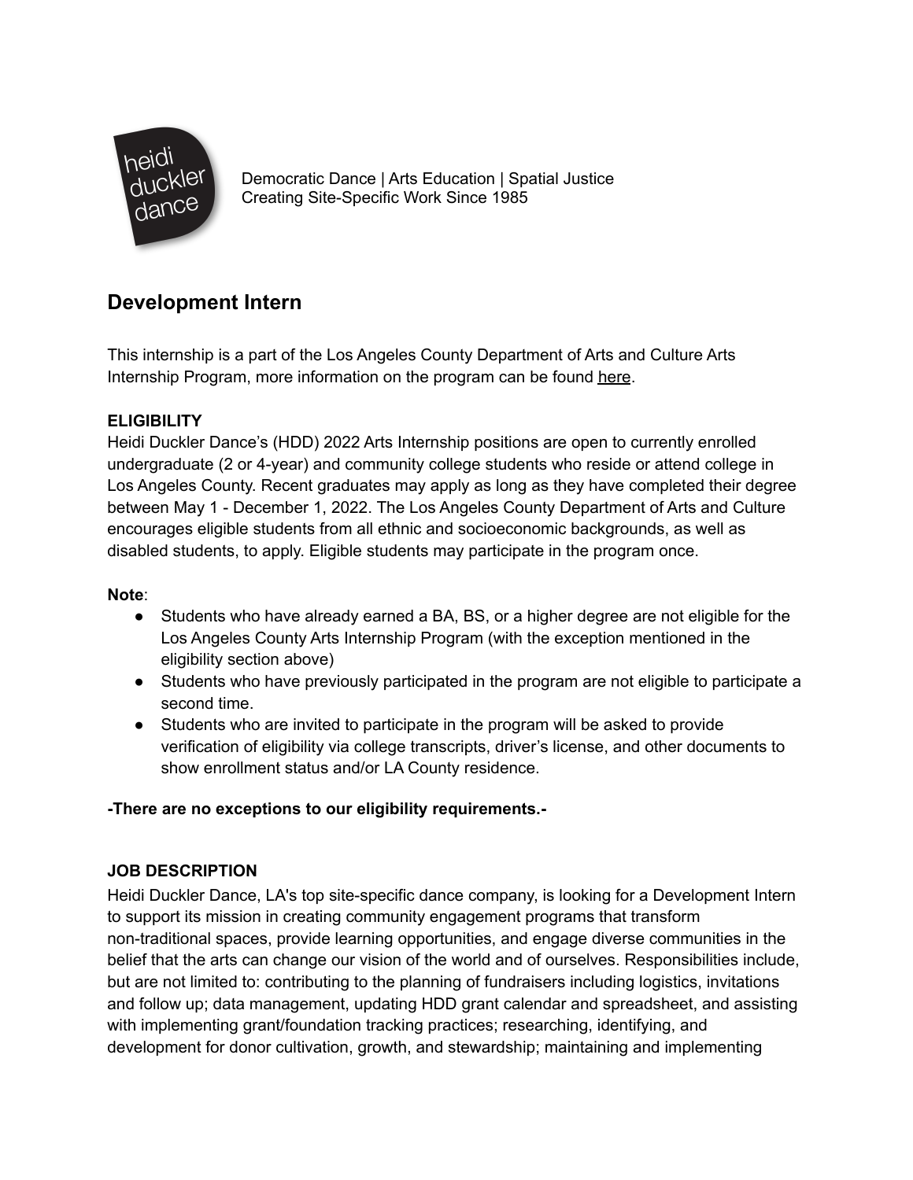heidi duckler dance

Democratic Dance | Arts Education | Spatial Justice
Creating Site-Specific Work Since 1985

## Development Intern

This internship is a part of the Los Angeles County Department of Arts and Culture Arts Internship Program, more information on the program can be found here.

**ELIGIBILITY**

Heidi Duckler Dance's (HDD) 2022 Arts Internship positions are open to currently enrolled undergraduate (2 or 4-year) and community college students who reside or attend college in Los Angeles County. Recent graduates may apply as long as they have completed their degree between May 1 - December 1, 2022. The Los Angeles County Department of Arts and Culture encourages eligible students from all ethnic and socioeconomic backgrounds, as well as disabled students, to apply. Eligible students may participate in the program once.

**Note**:

- Students who have already earned a BA, BS, or a higher degree are not eligible for the Los Angeles County Arts Internship Program (with the exception mentioned in the eligibility section above)
- Students who have previously participated in the program are not eligible to participate a second time.
- Students who are invited to participate in the program will be asked to provide verification of eligibility via college transcripts, driver's license, and other documents to show enrollment status and/or LA County residence.

**-There are no exceptions to our eligibility requirements.-**

**JOB DESCRIPTION**

Heidi Duckler Dance, LA's top site-specific dance company, is looking for a Development Intern to support its mission in creating community engagement programs that transform non-traditional spaces, provide learning opportunities, and engage diverse communities in the belief that the arts can change our vision of the world and of ourselves. Responsibilities include, but are not limited to: contributing to the planning of fundraisers including logistics, invitations and follow up; data management, updating HDD grant calendar and spreadsheet, and assisting with implementing grant/foundation tracking practices; researching, identifying, and development for donor cultivation, growth, and stewardship; maintaining and implementing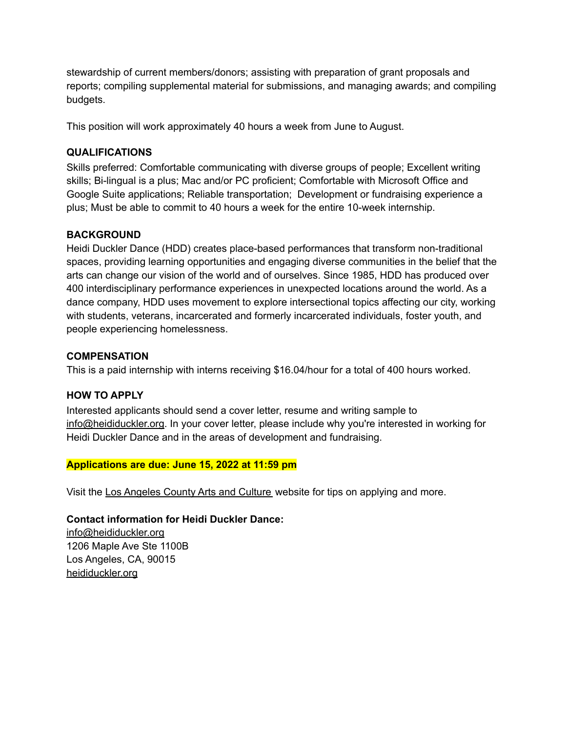stewardship of current members/donors; assisting with preparation of grant proposals and reports; compiling supplemental material for submissions, and managing awards; and compiling budgets.

This position will work approximately 40 hours a week from June to August.

**QUALIFICATIONS**

Skills preferred: Comfortable communicating with diverse groups of people; Excellent writing skills; Bi-lingual is a plus; Mac and/or PC proficient; Comfortable with Microsoft Office and Google Suite applications; Reliable transportation; Development or fundraising experience a plus; Must be able to commit to 40 hours a week for the entire 10-week internship.

**BACKGROUND**

Heidi Duckler Dance (HDD) creates place-based performances that transform non-traditional spaces, providing learning opportunities and engaging diverse communities in the belief that the arts can change our vision of the world and of ourselves. Since 1985, HDD has produced over 400 interdisciplinary performance experiences in unexpected locations around the world. As a dance company, HDD uses movement to explore intersectional topics affecting our city, working with students, veterans, incarcerated and formerly incarcerated individuals, foster youth, and people experiencing homelessness.

**COMPENSATION**

This is a paid internship with interns receiving $16.04/hour for a total of 400 hours worked.

**HOW TO APPLY**

Interested applicants should send a cover letter, resume and writing sample to info@heididuckler.org. In your cover letter, please include why you're interested in working for Heidi Duckler Dance and in the areas of development and fundraising.

**Applications are due: June 15, 2022 at 11:59 pm**

Visit the Los Angeles County Arts and Culture website for tips on applying and more.

**Contact information for Heidi Duckler Dance:**

info@heididuckler.org
1206 Maple Ave Ste 1100B
Los Angeles, CA, 90015
heididuckler.org